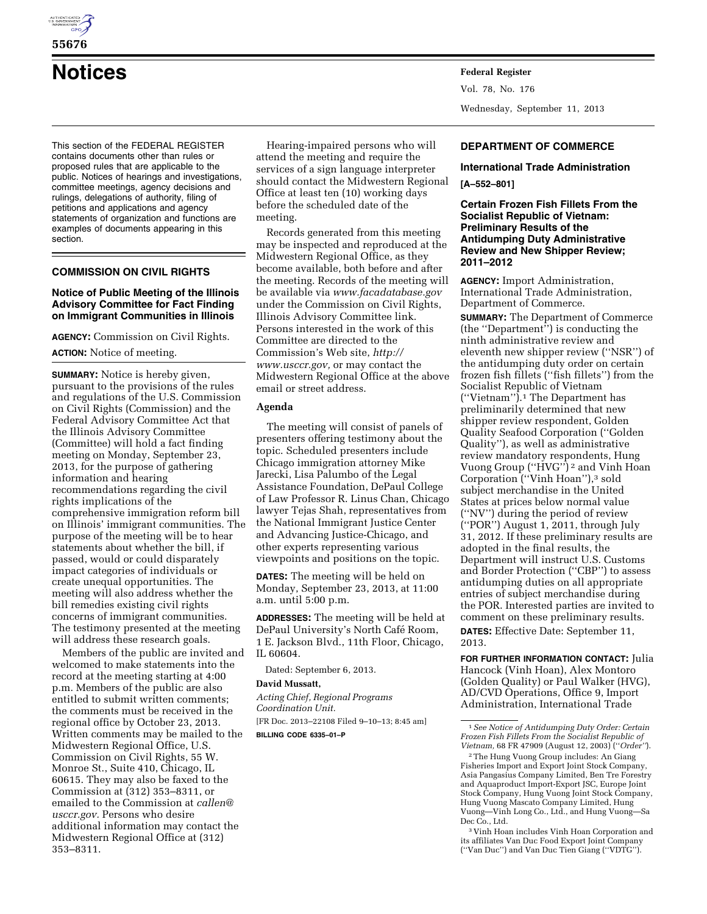# Notices

This section of the FEDERAL REGISTER contains documents other than rules or proposed rules that are applicable to the public. Notices of hearings and investigations, committee meetings, agency decisions and rulings, delegations of authority, filing of petitions and applications and agency statements of organization and functions are examples of documents appearing in this section.

## COMMISSION ON CIVIL RIGHTS

### Notice of Public Meeting of the Illinois Advisory Committee for Fact Finding on Immigrant Communities in Illinois

**AGENCY:** Commission on Civil Rights.

**ACTION:** Notice of meeting.

**SUMMARY:** Notice is hereby given, pursuant to the provisions of the rules and regulations of the U.S. Commission on Civil Rights (Commission) and the Federal Advisory Committee Act that the Illinois Advisory Committee (Committee) will hold a fact finding meeting on Monday, September 23, 2013, for the purpose of gathering information and hearing recommendations regarding the civil rights implications of the comprehensive immigration reform bill on Illinois' immigrant communities. The purpose of the meeting will be to hear statements about whether the bill, if passed, would or could disparately impact categories of individuals or create unequal opportunities. The meeting will also address whether the bill remedies existing civil rights concerns of immigrant communities. The testimony presented at the meeting will address these research goals.

Members of the public are invited and welcomed to make statements into the record at the meeting starting at 4:00 p.m. Members of the public are also entitled to submit written comments; the comments must be received in the regional office by October 23, 2013. Written comments may be mailed to the Midwestern Regional Office, U.S. Commission on Civil Rights, 55 W. Monroe St., Suite 410, Chicago, IL 60615. They may also be faxed to the Commission at (312) 353–8311, or emailed to the Commission at *callen@usccr.gov.* Persons who desire additional information may contact the Midwestern Regional Office at (312) 353–8311.

Hearing-impaired persons who will attend the meeting and require the services of a sign language interpreter should contact the Midwestern Regional Office at least ten (10) working days before the scheduled date of the meeting.

Records generated from this meeting may be inspected and reproduced at the Midwestern Regional Office, as they become available, both before and after the meeting. Records of the meeting will be available via *www.facadatabase.gov* under the Commission on Civil Rights, Illinois Advisory Committee link. Persons interested in the work of this Committee are directed to the Commission's Web site, *http://www.usccr.gov,* or may contact the Midwestern Regional Office at the above email or street address.

#### Agenda

The meeting will consist of panels of presenters offering testimony about the topic. Scheduled presenters include Chicago immigration attorney Mike Jarecki, Lisa Palumbo of the Legal Assistance Foundation, DePaul College of Law Professor R. Linus Chan, Chicago lawyer Tejas Shah, representatives from the National Immigrant Justice Center and Advancing Justice-Chicago, and other experts representing various viewpoints and positions on the topic.

**DATES:** The meeting will be held on Monday, September 23, 2013, at 11:00 a.m. until 5:00 p.m.

**ADDRESSES:** The meeting will be held at DePaul University's North Café Room, 1 E. Jackson Blvd., 11th Floor, Chicago, IL 60604.

Dated: September 6, 2013.

**David Mussatt,**

*Acting Chief, Regional Programs Coordination Unit.*

[FR Doc. 2013–22108 Filed 9–10–13; 8:45 am]

**BILLING CODE 6335–01–P**

## DEPARTMENT OF COMMERCE

### International Trade Administration

**[A–552–801]**

### Certain Frozen Fish Fillets From the Socialist Republic of Vietnam: Preliminary Results of the Antidumping Duty Administrative Review and New Shipper Review; 2011–2012

**AGENCY:** Import Administration, International Trade Administration, Department of Commerce.

**SUMMARY:** The Department of Commerce (the "Department") is conducting the ninth administrative review and eleventh new shipper review ("NSR") of the antidumping duty order on certain frozen fish fillets ("fish fillets") from the Socialist Republic of Vietnam ("Vietnam").[1] The Department has preliminarily determined that new shipper review respondent, Golden Quality Seafood Corporation ("Golden Quality"), as well as administrative review mandatory respondents, Hung Vuong Group ("HVG")[2] and Vinh Hoan Corporation ("Vinh Hoan"),[3] sold subject merchandise in the United States at prices below normal value ("NV") during the period of review ("POR") August 1, 2011, through July 31, 2012. If these preliminary results are adopted in the final results, the Department will instruct U.S. Customs and Border Protection ("CBP") to assess antidumping duties on all appropriate entries of subject merchandise during the POR. Interested parties are invited to comment on these preliminary results.

**DATES:** Effective Date: September 11, 2013.

**FOR FURTHER INFORMATION CONTACT:** Julia Hancock (Vinh Hoan), Alex Montoro (Golden Quality) or Paul Walker (HVG), AD/CVD Operations, Office 9, Import Administration, International Trade

---

[1] *See Notice of Antidumping Duty Order: Certain Frozen Fish Fillets From the Socialist Republic of Vietnam,* 68 FR 47909 (August 12, 2003) ("*Order*").

[2] The Hung Vuong Group includes: An Giang Fisheries Import and Export Joint Stock Company, Asia Pangasius Company Limited, Ben Tre Forestry and Aquaproduct Import-Export JSC, Europe Joint Stock Company, Hung Vuong Joint Stock Company, Hung Vuong Mascato Company Limited, Hung Vuong—Vinh Long Co., Ltd., and Hung Vuong—Sa Dec Co., Ltd.

[3] Vinh Hoan includes Vinh Hoan Corporation and its affiliates Van Duc Food Export Joint Company ("Van Duc") and Van Duc Tien Giang ("VDTG").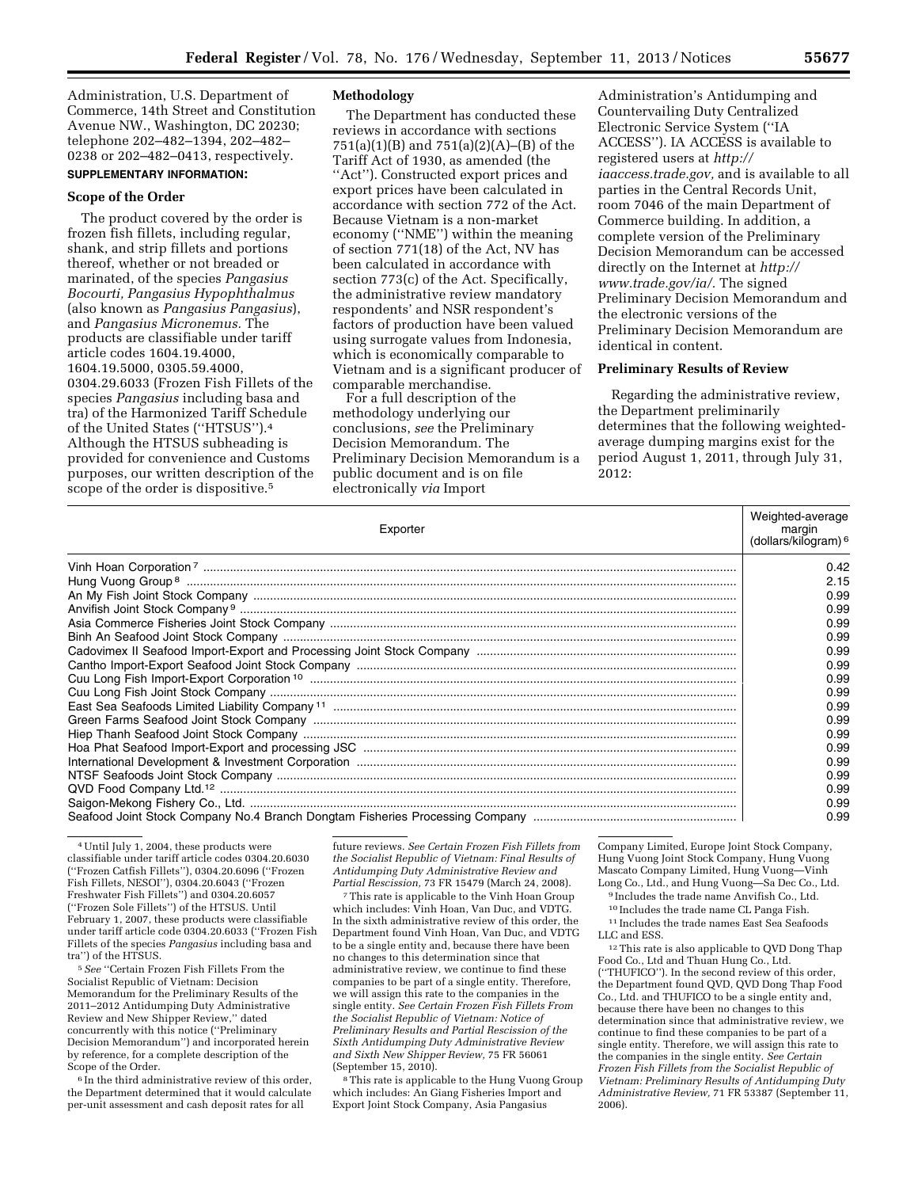Administration, U.S. Department of Commerce, 14th Street and Constitution Avenue NW., Washington, DC 20230; telephone 202–482–1394, 202–482–0238 or 202–482–0413, respectively.

**SUPPLEMENTARY INFORMATION:**

### Scope of the Order

The product covered by the order is frozen fish fillets, including regular, shank, and strip fillets and portions thereof, whether or not breaded or marinated, of the species *Pangasius Bocourti, Pangasius Hypophthalmus* (also known as *Pangasius Pangasius*), and *Pangasius Micronemus.* The products are classifiable under tariff article codes 1604.19.4000, 1604.19.5000, 0305.59.4000, 0304.29.6033 (Frozen Fish Fillets of the species *Pangasius* including basa and tra) of the Harmonized Tariff Schedule of the United States (''HTSUS'').[4] Although the HTSUS subheading is provided for convenience and Customs purposes, our written description of the scope of the order is dispositive.[5]

### Methodology

The Department has conducted these reviews in accordance with sections 751(a)(1)(B) and 751(a)(2)(A)–(B) of the Tariff Act of 1930, as amended (the ''Act''). Constructed export prices and export prices have been calculated in accordance with section 772 of the Act. Because Vietnam is a non-market economy (''NME'') within the meaning of section 771(18) of the Act, NV has been calculated in accordance with section 773(c) of the Act. Specifically, the administrative review mandatory respondents' and NSR respondent's factors of production have been valued using surrogate values from Indonesia, which is economically comparable to Vietnam and is a significant producer of comparable merchandise.

For a full description of the methodology underlying our conclusions, *see* the Preliminary Decision Memorandum. The Preliminary Decision Memorandum is a public document and is on file electronically *via* Import Administration's Antidumping and Countervailing Duty Centralized Electronic Service System (''IA ACCESS''). IA ACCESS is available to registered users at *http://iaaccess.trade.gov,* and is available to all parties in the Central Records Unit, room 7046 of the main Department of Commerce building. In addition, a complete version of the Preliminary Decision Memorandum can be accessed directly on the Internet at *http://www.trade.gov/ia/.* The signed Preliminary Decision Memorandum and the electronic versions of the Preliminary Decision Memorandum are identical in content.

### Preliminary Results of Review

Regarding the administrative review, the Department preliminarily determines that the following weighted-average dumping margins exist for the period August 1, 2011, through July 31, 2012:

| Exporter | Weighted-average margin (dollars/kilogram) [6] |
|---|---|
| Vinh Hoan Corporation [7] | 0.42 |
| Hung Vuong Group [8] | 2.15 |
| An My Fish Joint Stock Company | 0.99 |
| Anvifish Joint Stock Company [9] | 0.99 |
| Asia Commerce Fisheries Joint Stock Company | 0.99 |
| Binh An Seafood Joint Stock Company | 0.99 |
| Cadovimex II Seafood Import-Export and Processing Joint Stock Company | 0.99 |
| Cantho Import-Export Seafood Joint Stock Company | 0.99 |
| Cuu Long Fish Import-Export Corporation [10] | 0.99 |
| Cuu Long Fish Joint Stock Company | 0.99 |
| East Sea Seafoods Limited Liability Company [11] | 0.99 |
| Green Farms Seafood Joint Stock Company | 0.99 |
| Hiep Thanh Seafood Joint Stock Company | 0.99 |
| Hoa Phat Seafood Import-Export and processing JSC | 0.99 |
| International Development & Investment Corporation | 0.99 |
| NTSF Seafoods Joint Stock Company | 0.99 |
| QVD Food Company Ltd.[12] | 0.99 |
| Saigon-Mekong Fishery Co., Ltd. | 0.99 |
| Seafood Joint Stock Company No.4 Branch Dongtam Fisheries Processing Company | 0.99 |

---

[4] Until July 1, 2004, these products were classifiable under tariff article codes 0304.20.6030 (''Frozen Catfish Fillets''), 0304.20.6096 (''Frozen Fish Fillets, NESOI''), 0304.20.6043 (''Frozen Freshwater Fish Fillets'') and 0304.20.6057 (''Frozen Sole Fillets'') of the HTSUS. Until February 1, 2007, these products were classifiable under tariff article code 0304.20.6033 (''Frozen Fish Fillets of the species *Pangasius* including basa and tra'') of the HTSUS.

[5] *See* ''Certain Frozen Fish Fillets From the Socialist Republic of Vietnam: Decision Memorandum for the Preliminary Results of the 2011–2012 Antidumping Duty Administrative Review and New Shipper Review,'' dated concurrently with this notice (''Preliminary Decision Memorandum'') and incorporated herein by reference, for a complete description of the Scope of the Order.

[6] In the third administrative review of this order, the Department determined that it would calculate per-unit assessment and cash deposit rates for all future reviews. *See Certain Frozen Fish Fillets from the Socialist Republic of Vietnam: Final Results of Antidumping Duty Administrative Review and Partial Rescission,* 73 FR 15479 (March 24, 2008).

[7] This rate is applicable to the Vinh Hoan Group which includes: Vinh Hoan, Van Duc, and VDTG. In the sixth administrative review of this order, the Department found Vinh Hoan, Van Duc, and VDTG to be a single entity and, because there have been no changes to this determination since that administrative review, we continue to find these companies to be part of a single entity. Therefore, we will assign this rate to the companies in the single entity. *See Certain Frozen Fish Fillets From the Socialist Republic of Vietnam: Notice of Preliminary Results and Partial Rescission of the Sixth Antidumping Duty Administrative Review and Sixth New Shipper Review,* 75 FR 56061 (September 15, 2010).

[8] This rate is applicable to the Hung Vuong Group which includes: An Giang Fisheries Import and Export Joint Stock Company, Asia Pangasius Company Limited, Europe Joint Stock Company, Hung Vuong Joint Stock Company, Hung Vuong Mascato Company Limited, Hung Vuong—Vinh Long Co., Ltd., and Hung Vuong—Sa Dec Co., Ltd.

[9] Includes the trade name Anvifish Co., Ltd.

[10] Includes the trade name CL Panga Fish.

[11] Includes the trade names East Sea Seafoods LLC and ESS.

[12] This rate is also applicable to QVD Dong Thap Food Co., Ltd and Thuan Hung Co., Ltd. (''THUFICO''). In the second review of this order, the Department found QVD, QVD Dong Thap Food Co., Ltd. and THUFICO to be a single entity and, because there have been no changes to this determination since that administrative review, we continue to find these companies to be part of a single entity. Therefore, we will assign this rate to the companies in the single entity. *See Certain Frozen Fish Fillets from the Socialist Republic of Vietnam: Preliminary Results of Antidumping Duty Administrative Review,* 71 FR 53387 (September 11, 2006).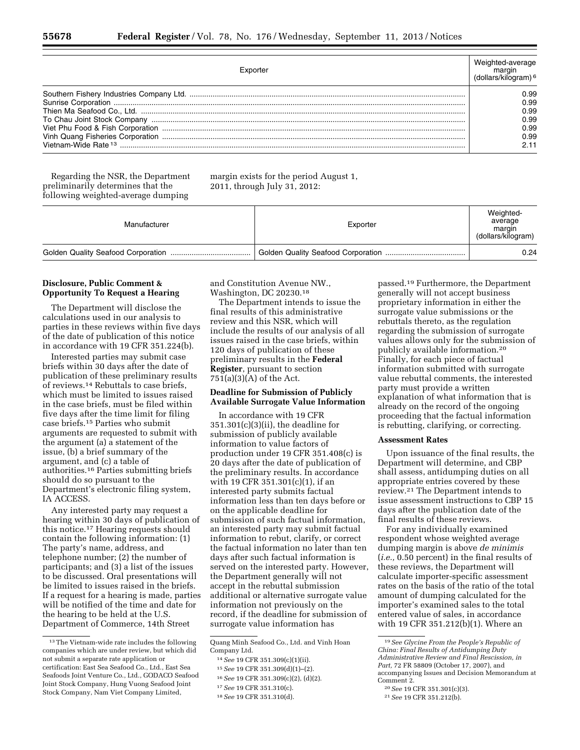| Exporter | Weighted-average margin (dollars/kilogram)[6] |
|---|---|
| Southern Fishery Industries Company Ltd. | 0.99 |
| Sunrise Corporation | 0.99 |
| Thien Ma Seafood Co., Ltd. | 0.99 |
| To Chau Joint Stock Company | 0.99 |
| Viet Phu Food & Fish Corporation | 0.99 |
| Vinh Quang Fisheries Corporation | 0.99 |
| Vietnam-Wide Rate[13] | 2.11 |

Regarding the NSR, the Department preliminarily determines that the following weighted-average dumping margin exists for the period August 1, 2011, through July 31, 2012:

| Manufacturer | Exporter | Weighted-average margin (dollars/kilogram) |
|---|---|---|
| Golden Quality Seafood Corporation | Golden Quality Seafood Corporation | 0.24 |

**Disclosure, Public Comment & Opportunity To Request a Hearing**

The Department will disclose the calculations used in our analysis to parties in these reviews within five days of the date of publication of this notice in accordance with 19 CFR 351.224(b).

Interested parties may submit case briefs within 30 days after the date of publication of these preliminary results of reviews.[14] Rebuttals to case briefs, which must be limited to issues raised in the case briefs, must be filed within five days after the time limit for filing case briefs.[15] Parties who submit arguments are requested to submit with the argument (a) a statement of the issue, (b) a brief summary of the argument, and (c) a table of authorities.[16] Parties submitting briefs should do so pursuant to the Department's electronic filing system, IA ACCESS.

Any interested party may request a hearing within 30 days of publication of this notice.[17] Hearing requests should contain the following information: (1) The party's name, address, and telephone number; (2) the number of participants; and (3) a list of the issues to be discussed. Oral presentations will be limited to issues raised in the briefs. If a request for a hearing is made, parties will be notified of the time and date for the hearing to be held at the U.S. Department of Commerce, 14th Street and Constitution Avenue NW., Washington, DC 20230.[18]

The Department intends to issue the final results of this administrative review and this NSR, which will include the results of our analysis of all issues raised in the case briefs, within 120 days of publication of these preliminary results in the **Federal Register**, pursuant to section 751(a)(3)(A) of the Act.

**Deadline for Submission of Publicly Available Surrogate Value Information**

In accordance with 19 CFR 351.301(c)(3)(ii), the deadline for submission of publicly available information to value factors of production under 19 CFR 351.408(c) is 20 days after the date of publication of the preliminary results. In accordance with 19 CFR 351.301(c)(1), if an interested party submits factual information less than ten days before or on the applicable deadline for submission of such factual information, an interested party may submit factual information to rebut, clarify, or correct the factual information no later than ten days after such factual information is served on the interested party. However, the Department generally will not accept in the rebuttal submission additional or alternative surrogate value information not previously on the record, if the deadline for submission of surrogate value information has passed.[19] Furthermore, the Department generally will not accept business proprietary information in either the surrogate value submissions or the rebuttals thereto, as the regulation regarding the submission of surrogate values allows only for the submission of publicly available information.[20] Finally, for each piece of factual information submitted with surrogate value rebuttal comments, the interested party must provide a written explanation of what information that is already on the record of the ongoing proceeding that the factual information is rebutting, clarifying, or correcting.

**Assessment Rates**

Upon issuance of the final results, the Department will determine, and CBP shall assess, antidumping duties on all appropriate entries covered by these review.[21] The Department intends to issue assessment instructions to CBP 15 days after the publication date of the final results of these reviews.

For any individually examined respondent whose weighted average dumping margin is above *de minimis* (*i.e.,* 0.50 percent) in the final results of these reviews, the Department will calculate importer-specific assessment rates on the basis of the ratio of the total amount of dumping calculated for the importer's examined sales to the total entered value of sales, in accordance with 19 CFR 351.212(b)(1). Where an

---

[13] The Vietnam-wide rate includes the following companies which are under review, but which did not submit a separate rate application or certification: East Sea Seafood Co., Ltd., East Sea Seafoods Joint Venture Co., Ltd., GODACO Seafood Joint Stock Company, Hung Vuong Seafood Joint Stock Company, Nam Viet Company Limited, Quang Minh Seafood Co., Ltd. and Vinh Hoan Company Ltd.

[14] *See* 19 CFR 351.309(c)(1)(ii).

[15] *See* 19 CFR 351.309(d)(1)–(2).

[16] *See* 19 CFR 351.309(c)(2), (d)(2).

[17] *See* 19 CFR 351.310(c).

[18] *See* 19 CFR 351.310(d).

[19] *See Glycine From the People's Republic of China: Final Results of Antidumping Duty Administrative Review and Final Rescission, in Part,* 72 FR 58809 (October 17, 2007), and accompanying Issues and Decision Memorandum at Comment 2.

[20] *See* 19 CFR 351.301(c)(3).

[21] *See* 19 CFR 351.212(b).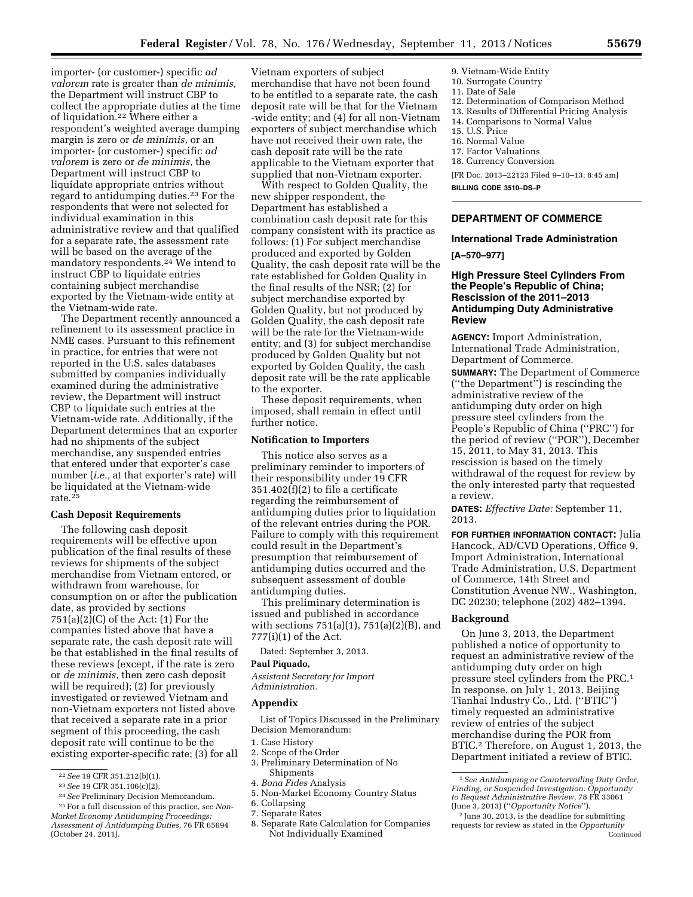importer- (or customer-) specific *ad valorem* rate is greater than *de minimis,* the Department will instruct CBP to collect the appropriate duties at the time of liquidation.[22] Where either a respondent's weighted average dumping margin is zero or *de minimis,* or an importer- (or customer-) specific *ad valorem* is zero or *de minimis,* the Department will instruct CBP to liquidate appropriate entries without regard to antidumping duties.[23] For the respondents that were not selected for individual examination in this administrative review and that qualified for a separate rate, the assessment rate will be based on the average of the mandatory respondents.[24] We intend to instruct CBP to liquidate entries containing subject merchandise exported by the Vietnam-wide entity at the Vietnam-wide rate.

The Department recently announced a refinement to its assessment practice in NME cases. Pursuant to this refinement in practice, for entries that were not reported in the U.S. sales databases submitted by companies individually examined during the administrative review, the Department will instruct CBP to liquidate such entries at the Vietnam-wide rate. Additionally, if the Department determines that an exporter had no shipments of the subject merchandise, any suspended entries that entered under that exporter's case number (*i.e.,* at that exporter's rate) will be liquidated at the Vietnam-wide rate.[25]

**Cash Deposit Requirements**

The following cash deposit requirements will be effective upon publication of the final results of these reviews for shipments of the subject merchandise from Vietnam entered, or withdrawn from warehouse, for consumption on or after the publication date, as provided by sections 751(a)(2)(C) of the Act: (1) For the companies listed above that have a separate rate, the cash deposit rate will be that established in the final results of these reviews (except, if the rate is zero or *de minimis,* then zero cash deposit will be required); (2) for previously investigated or reviewed Vietnam and non-Vietnam exporters not listed above that received a separate rate in a prior segment of this proceeding, the cash deposit rate will continue to be the existing exporter-specific rate; (3) for all Vietnam exporters of subject merchandise that have not been found to be entitled to a separate rate, the cash deposit rate will be that for the Vietnam -wide entity; and (4) for all non-Vietnam exporters of subject merchandise which have not received their own rate, the cash deposit rate will be the rate applicable to the Vietnam exporter that supplied that non-Vietnam exporter.

With respect to Golden Quality, the new shipper respondent, the Department has established a combination cash deposit rate for this company consistent with its practice as follows: (1) For subject merchandise produced and exported by Golden Quality, the cash deposit rate will be the rate established for Golden Quality in the final results of the NSR; (2) for subject merchandise exported by Golden Quality, but not produced by Golden Quality, the cash deposit rate will be the rate for the Vietnam-wide entity; and (3) for subject merchandise produced by Golden Quality but not exported by Golden Quality, the cash deposit rate will be the rate applicable to the exporter.

These deposit requirements, when imposed, shall remain in effect until further notice.

**Notification to Importers**

This notice also serves as a preliminary reminder to importers of their responsibility under 19 CFR 351.402(f)(2) to file a certificate regarding the reimbursement of antidumping duties prior to liquidation of the relevant entries during the POR. Failure to comply with this requirement could result in the Department's presumption that reimbursement of antidumping duties occurred and the subsequent assessment of double antidumping duties.

This preliminary determination is issued and published in accordance with sections 751(a)(1), 751(a)(2)(B), and 777(i)(1) of the Act.

Dated: September 3, 2013.

**Paul Piquado,**

*Assistant Secretary for Import Administration.*

**Appendix**

List of Topics Discussed in the Preliminary Decision Memorandum:

1. Case History
2. Scope of the Order
3. Preliminary Determination of No Shipments
4. *Bona Fides* Analysis
5. Non-Market Economy Country Status
6. Collapsing
7. Separate Rates
8. Separate Rate Calculation for Companies Not Individually Examined
9. Vietnam-Wide Entity
10. Surrogate Country
11. Date of Sale
12. Determination of Comparison Method
13. Results of Differential Pricing Analysis
14. Comparisons to Normal Value
15. U.S. Price
16. Normal Value
17. Factor Valuations
18. Currency Conversion

[FR Doc. 2013–22123 Filed 9–10–13; 8:45 am]

**BILLING CODE 3510–DS–P**

[22] *See* 19 CFR 351.212(b)(1).

[23] *See* 19 CFR 351.106(c)(2).

[24] *See* Preliminary Decision Memorandum.

[25] For a full discussion of this practice, *see Non-Market Economy Antidumping Proceedings: Assessment of Antidumping Duties,* 76 FR 65694 (October 24, 2011).

---

## DEPARTMENT OF COMMERCE

### International Trade Administration

**[A–570–977]**

### High Pressure Steel Cylinders From the People's Republic of China; Rescission of the 2011–2013 Antidumping Duty Administrative Review

**AGENCY:** Import Administration, International Trade Administration, Department of Commerce.

**SUMMARY:** The Department of Commerce ("the Department") is rescinding the administrative review of the antidumping duty order on high pressure steel cylinders from the People's Republic of China ("PRC") for the period of review ("POR"), December 15, 2011, to May 31, 2013. This rescission is based on the timely withdrawal of the request for review by the only interested party that requested a review.

**DATES:** *Effective Date:* September 11, 2013.

**FOR FURTHER INFORMATION CONTACT:** Julia Hancock, AD/CVD Operations, Office 9, Import Administration, International Trade Administration, U.S. Department of Commerce, 14th Street and Constitution Avenue NW., Washington, DC 20230; telephone (202) 482–1394.

**Background**

On June 3, 2013, the Department published a notice of opportunity to request an administrative review of the antidumping duty order on high pressure steel cylinders from the PRC.[1] In response, on July 1, 2013, Beijing Tianhai Industry Co., Ltd. ("BTIC") timely requested an administrative review of entries of the subject merchandise during the POR from BTIC.[2] Therefore, on August 1, 2013, the Department initiated a review of BTIC.

[1] *See Antidumping or Countervailing Duty Order, Finding, or Suspended Investigation: Opportunity to Request Administrative Review,* 78 FR 33061 (June 3, 2013) ("*Opportunity Notice*").

[2] June 30, 2013, is the deadline for submitting requests for review as stated in the *Opportunity* Continued